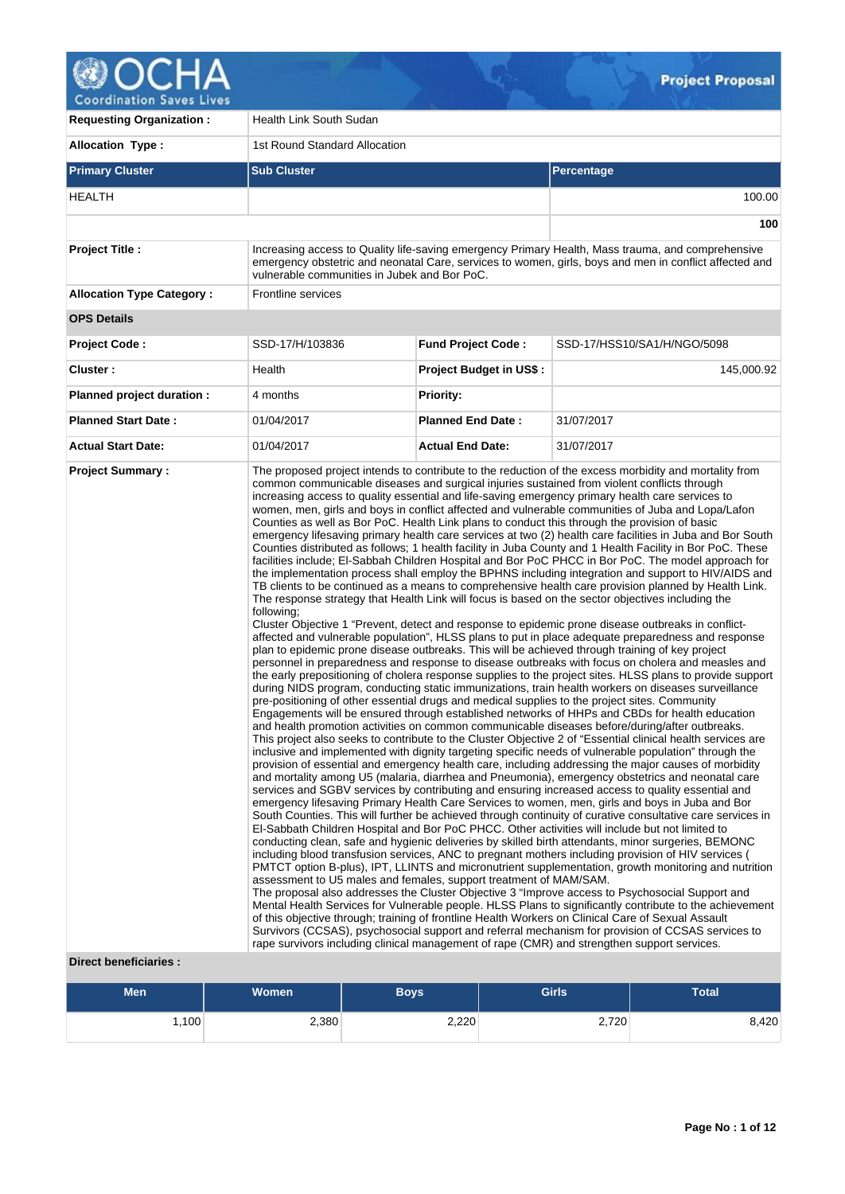# Project Proposal

| | | | |
|---|---|---|---|
| **Requesting Organization :** | Health Link South Sudan | | |
| **Allocation Type :** | 1st Round Standard Allocation | | |

| **Primary Cluster** | **Sub Cluster** | **Percentage** |
|---|---|---|
| HEALTH | | 100.00 |
| | | **100** |

| | | | |
|---|---|---|---|
| **Project Title :** | Increasing access to Quality life-saving emergency Primary Health, Mass trauma, and comprehensive emergency obstetric and neonatal Care, services to women, girls, boys and men in conflict affected and vulnerable communities in Jubek and Bor PoC. | | |
| **Allocation Type Category :** | Frontline services | | |

**OPS Details**

| | | | |
|---|---|---|---|
| **Project Code :** | SSD-17/H/103836 | **Fund Project Code :** | SSD-17/HSS10/SA1/H/NGO/5098 |
| **Cluster :** | Health | **Project Budget in US$ :** | 145,000.92 |
| **Planned project duration :** | 4 months | **Priority:** | |
| **Planned Start Date :** | 01/04/2017 | **Planned End Date :** | 31/07/2017 |
| **Actual Start Date:** | 01/04/2017 | **Actual End Date:** | 31/07/2017 |

**Project Summary :**

The proposed project intends to contribute to the reduction of the excess morbidity and mortality from common communicable diseases and surgical injuries sustained from violent conflicts through increasing access to quality essential and life-saving emergency primary health care services to women, men, girls and boys in conflict affected and vulnerable communities of Juba and Lopa/Lafon Counties as well as Bor PoC. Health Link plans to conduct this through the provision of basic emergency lifesaving primary health care services at two (2) health care facilities in Juba and Bor South Counties distributed as follows; 1 health facility in Juba County and 1 Health Facility in Bor PoC. These facilities include; El-Sabbah Children Hospital and Bor PoC PHCC in Bor PoC. The model approach for the implementation process shall employ the BPHNS including integration and support to HIV/AIDS and TB clients to be continued as a means to comprehensive health care provision planned by Health Link. The response strategy that Health Link will focus is based on the sector objectives including the following;

Cluster Objective 1 "Prevent, detect and response to epidemic prone disease outbreaks in conflict-affected and vulnerable population", HLSS plans to put in place adequate preparedness and response plan to epidemic prone disease outbreaks. This will be achieved through training of key project personnel in preparedness and response to disease outbreaks with focus on cholera and measles and the early prepositioning of cholera response supplies to the project sites. HLSS plans to provide support during NIDS program, conducting static immunizations, train health workers on diseases surveillance pre-positioning of other essential drugs and medical supplies to the project sites. Community Engagements will be ensured through established networks of HHPs and CBDs for health education and health promotion activities on common communicable diseases before/during/after outbreaks.

This project also seeks to contribute to the Cluster Objective 2 of "Essential clinical health services are inclusive and implemented with dignity targeting specific needs of vulnerable population" through the provision of essential and emergency health care, including addressing the major causes of morbidity and mortality among U5 (malaria, diarrhea and Pneumonia), emergency obstetrics and neonatal care services and SGBV services by contributing and ensuring increased access to quality essential and emergency lifesaving Primary Health Care Services to women, men, girls and boys in Juba and Bor South Counties. This will further be achieved through continuity of curative consultative care services in El-Sabbath Children Hospital and Bor PoC PHCC. Other activities will include but not limited to conducting clean, safe and hygienic deliveries by skilled birth attendants, minor surgeries, BEMONC including blood transfusion services, ANC to pregnant mothers including provision of HIV services ( PMTCT option B-plus), IPT, LLINTS and micronutrient supplementation, growth monitoring and nutrition assessment to U5 males and females, support treatment of MAM/SAM.

The proposal also addresses the Cluster Objective 3 "Improve access to Psychosocial Support and Mental Health Services for Vulnerable people. HLSS Plans to significantly contribute to the achievement of this objective through; training of frontline Health Workers on Clinical Care of Sexual Assault Survivors (CCSAS), psychosocial support and referral mechanism for provision of CCSAS services to rape survivors including clinical management of rape (CMR) and strengthen support services.

**Direct beneficiaries :**

| Men | Women | Boys | Girls | Total |
|---|---|---|---|---|
| 1,100 | 2,380 | 2,220 | 2,720 | 8,420 |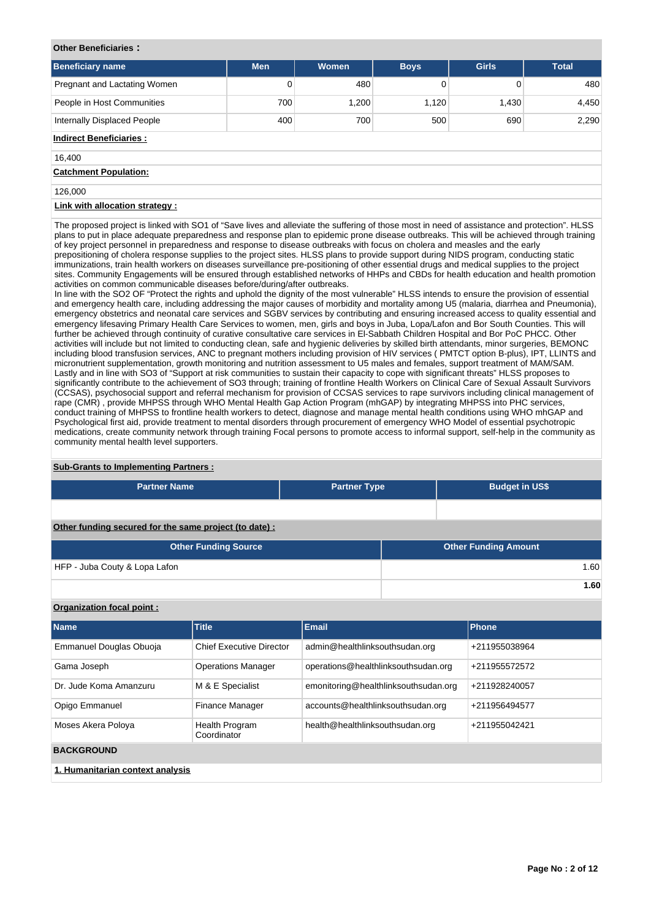**Other Beneficiaries :**

| Beneficiary name | Men | Women | Boys | Girls | Total |
|---|---|---|---|---|---|
| Pregnant and Lactating Women | 0 | 480 | 0 | 0 | 480 |
| People in Host Communities | 700 | 1,200 | 1,120 | 1,430 | 4,450 |
| Internally Displaced People | 400 | 700 | 500 | 690 | 2,290 |

**Indirect Beneficiaries :**

16,400

**Catchment Population:**

126,000

**Link with allocation strategy :**

The proposed project is linked with SO1 of "Save lives and alleviate the suffering of those most in need of assistance and protection". HLSS plans to put in place adequate preparedness and response plan to epidemic prone disease outbreaks. This will be achieved through training of key project personnel in preparedness and response to disease outbreaks with focus on cholera and measles and the early prepositioning of cholera response supplies to the project sites. HLSS plans to provide support during NIDS program, conducting static immunizations, train health workers on diseases surveillance pre-positioning of other essential drugs and medical supplies to the project sites. Community Engagements will be ensured through established networks of HHPs and CBDs for health education and health promotion activities on common communicable diseases before/during/after outbreaks.
In line with the SO2 OF "Protect the rights and uphold the dignity of the most vulnerable" HLSS intends to ensure the provision of essential and emergency health care, including addressing the major causes of morbidity and mortality among U5 (malaria, diarrhea and Pneumonia), emergency obstetrics and neonatal care services and SGBV services by contributing and ensuring increased access to quality essential and emergency lifesaving Primary Health Care Services to women, men, girls and boys in Juba, Lopa/Lafon and Bor South Counties. This will further be achieved through continuity of curative consultative care services in El-Sabbath Children Hospital and Bor PoC PHCC. Other activities will include but not limited to conducting clean, safe and hygienic deliveries by skilled birth attendants, minor surgeries, BEMONC including blood transfusion services, ANC to pregnant mothers including provision of HIV services ( PMTCT option B-plus), IPT, LLINTS and micronutrient supplementation, growth monitoring and nutrition assessment to U5 males and females, support treatment of MAM/SAM.
Lastly and in line with SO3 of "Support at risk communities to sustain their capacity to cope with significant threats" HLSS proposes to significantly contribute to the achievement of SO3 through; training of frontline Health Workers on Clinical Care of Sexual Assault Survivors (CCSAS), psychosocial support and referral mechanism for provision of CCSAS services to rape survivors including clinical management of rape (CMR) , provide MHPSS through WHO Mental Health Gap Action Program (mhGAP) by integrating MHPSS into PHC services, conduct training of MHPSS to frontline health workers to detect, diagnose and manage mental health conditions using WHO mhGAP and Psychological first aid, provide treatment to mental disorders through procurement of emergency WHO Model of essential psychotropic medications, create community network through training Focal persons to promote access to informal support, self-help in the community as community mental health level supporters.

**Sub-Grants to Implementing Partners :**

| Partner Name | Partner Type | Budget in US$ |
|---|---|---|
| | | |

**Other funding secured for the same project (to date) :**

| Other Funding Source | Other Funding Amount |
|---|---|
| HFP - Juba Couty & Lopa Lafon | 1.60 |
| | **1.60** |

**Organization focal point :**

| Name | Title | Email | Phone |
|---|---|---|---|
| Emmanuel Douglas Obuoja | Chief Executive Director | admin@healthlinksouthsudan.org | +211955038964 |
| Gama Joseph | Operations Manager | operations@healthlinksouthsudan.org | +211955572572 |
| Dr. Jude Koma Amanzuru | M & E Specialist | emonitoring@healthlinksouthsudan.org | +211928240057 |
| Opigo Emmanuel | Finance Manager | accounts@healthlinksouthsudan.org | +211956494577 |
| Moses Akera Poloya | Health Program Coordinator | health@healthlinksouthsudan.org | +211955042421 |

**BACKGROUND**

**1. Humanitarian context analysis**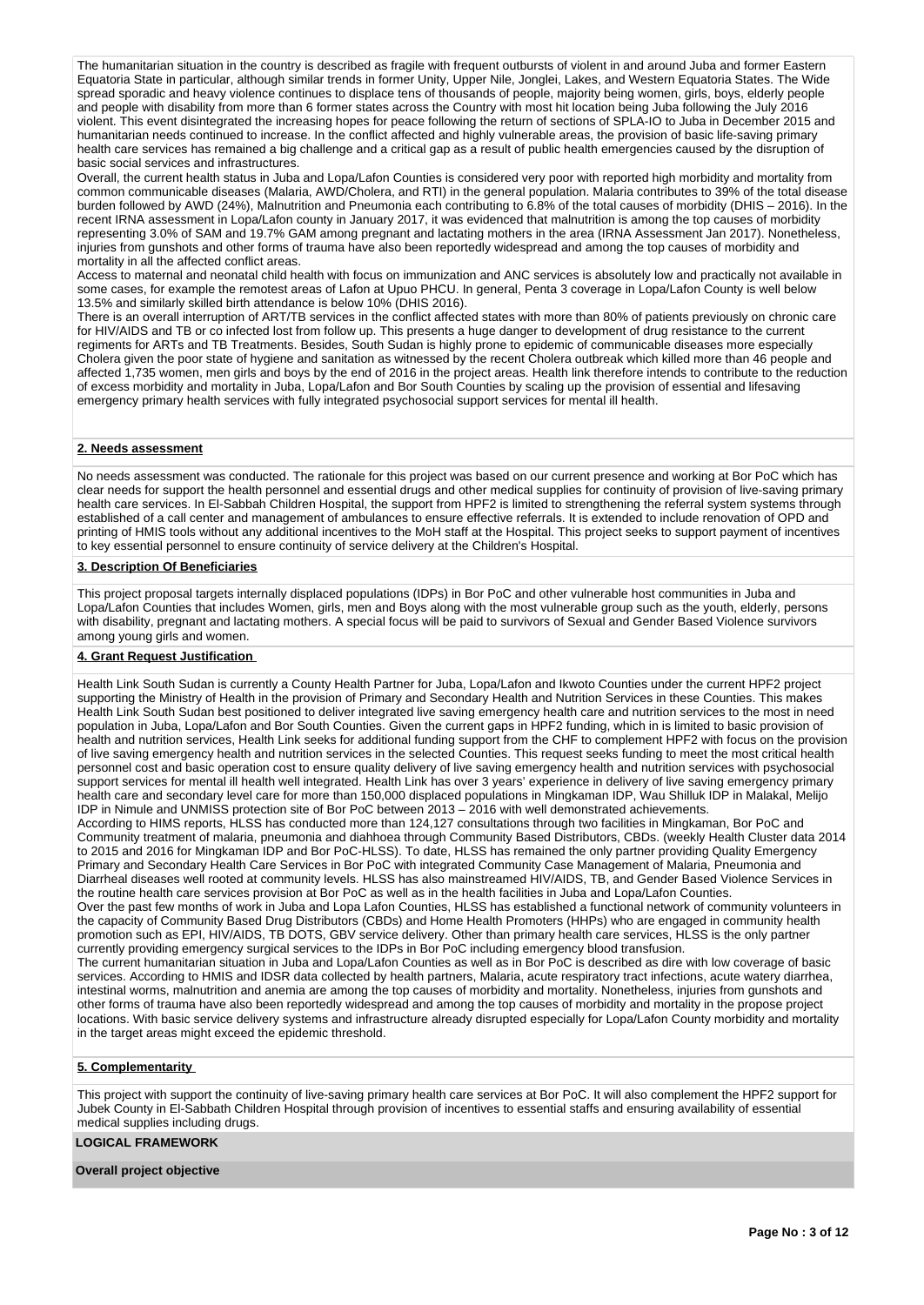The humanitarian situation in the country is described as fragile with frequent outbursts of violent in and around Juba and former Eastern Equatoria State in particular, although similar trends in former Unity, Upper Nile, Jonglei, Lakes, and Western Equatoria States. The Wide spread sporadic and heavy violence continues to displace tens of thousands of people, majority being women, girls, boys, elderly people and people with disability from more than 6 former states across the Country with most hit location being Juba following the July 2016 violent. This event disintegrated the increasing hopes for peace following the return of sections of SPLA-IO to Juba in December 2015 and humanitarian needs continued to increase. In the conflict affected and highly vulnerable areas, the provision of basic life-saving primary health care services has remained a big challenge and a critical gap as a result of public health emergencies caused by the disruption of basic social services and infrastructures.

Overall, the current health status in Juba and Lopa/Lafon Counties is considered very poor with reported high morbidity and mortality from common communicable diseases (Malaria, AWD/Cholera, and RTI) in the general population. Malaria contributes to 39% of the total disease burden followed by AWD (24%), Malnutrition and Pneumonia each contributing to 6.8% of the total causes of morbidity (DHIS – 2016). In the recent IRNA assessment in Lopa/Lafon county in January 2017, it was evidenced that malnutrition is among the top causes of morbidity representing 3.0% of SAM and 19.7% GAM among pregnant and lactating mothers in the area (IRNA Assessment Jan 2017). Nonetheless, injuries from gunshots and other forms of trauma have also been reportedly widespread and among the top causes of morbidity and mortality in all the affected conflict areas.

Access to maternal and neonatal child health with focus on immunization and ANC services is absolutely low and practically not available in some cases, for example the remotest areas of Lafon at Upuo PHCU. In general, Penta 3 coverage in Lopa/Lafon County is well below 13.5% and similarly skilled birth attendance is below 10% (DHIS 2016).

There is an overall interruption of ART/TB services in the conflict affected states with more than 80% of patients previously on chronic care for HIV/AIDS and TB or co infected lost from follow up. This presents a huge danger to development of drug resistance to the current regiments for ARTs and TB Treatments. Besides, South Sudan is highly prone to epidemic of communicable diseases more especially Cholera given the poor state of hygiene and sanitation as witnessed by the recent Cholera outbreak which killed more than 46 people and affected 1,735 women, men girls and boys by the end of 2016 in the project areas. Health link therefore intends to contribute to the reduction of excess morbidity and mortality in Juba, Lopa/Lafon and Bor South Counties by scaling up the provision of essential and lifesaving emergency primary health services with fully integrated psychosocial support services for mental ill health.

**2. Needs assessment**

No needs assessment was conducted. The rationale for this project was based on our current presence and working at Bor PoC which has clear needs for support the health personnel and essential drugs and other medical supplies for continuity of provision of live-saving primary health care services. In El-Sabbah Children Hospital, the support from HPF2 is limited to strengthening the referral system systems through established of a call center and management of ambulances to ensure effective referrals. It is extended to include renovation of OPD and printing of HMIS tools without any additional incentives to the MoH staff at the Hospital. This project seeks to support payment of incentives to key essential personnel to ensure continuity of service delivery at the Children's Hospital.

**3. Description Of Beneficiaries**

This project proposal targets internally displaced populations (IDPs) in Bor PoC and other vulnerable host communities in Juba and Lopa/Lafon Counties that includes Women, girls, men and Boys along with the most vulnerable group such as the youth, elderly, persons with disability, pregnant and lactating mothers. A special focus will be paid to survivors of Sexual and Gender Based Violence survivors among young girls and women.

**4. Grant Request Justification**

Health Link South Sudan is currently a County Health Partner for Juba, Lopa/Lafon and Ikwoto Counties under the current HPF2 project supporting the Ministry of Health in the provision of Primary and Secondary Health and Nutrition Services in these Counties. This makes Health Link South Sudan best positioned to deliver integrated live saving emergency health care and nutrition services to the most in need population in Juba, Lopa/Lafon and Bor South Counties. Given the current gaps in HPF2 funding, which in is limited to basic provision of health and nutrition services, Health Link seeks for additional funding support from the CHF to complement HPF2 with focus on the provision of live saving emergency health and nutrition services in the selected Counties. This request seeks funding to meet the most critical health personnel cost and basic operation cost to ensure quality delivery of live saving emergency health and nutrition services with psychosocial support services for mental ill health well integrated. Health Link has over 3 years' experience in delivery of live saving emergency primary health care and secondary level care for more than 150,000 displaced populations in Mingkaman IDP, Wau Shilluk IDP in Malakal, Melijo IDP in Nimule and UNMISS protection site of Bor PoC between 2013 – 2016 with well demonstrated achievements.

According to HIMS reports, HLSS has conducted more than 124,127 consultations through two facilities in Mingkaman, Bor PoC and Community treatment of malaria, pneumonia and diahhoea through Community Based Distributors, CBDs. (weekly Health Cluster data 2014 to 2015 and 2016 for Mingkaman IDP and Bor PoC-HLSS). To date, HLSS has remained the only partner providing Quality Emergency Primary and Secondary Health Care Services in Bor PoC with integrated Community Case Management of Malaria, Pneumonia and Diarrheal diseases well rooted at community levels. HLSS has also mainstreamed HIV/AIDS, TB, and Gender Based Violence Services in the routine health care services provision at Bor PoC as well as in the health facilities in Juba and Lopa/Lafon Counties.

Over the past few months of work in Juba and Lopa Lafon Counties, HLSS has established a functional network of community volunteers in the capacity of Community Based Drug Distributors (CBDs) and Home Health Promoters (HHPs) who are engaged in community health promotion such as EPI, HIV/AIDS, TB DOTS, GBV service delivery. Other than primary health care services, HLSS is the only partner currently providing emergency surgical services to the IDPs in Bor PoC including emergency blood transfusion.

The current humanitarian situation in Juba and Lopa/Lafon Counties as well as in Bor PoC is described as dire with low coverage of basic services. According to HMIS and IDSR data collected by health partners, Malaria, acute respiratory tract infections, acute watery diarrhea, intestinal worms, malnutrition and anemia are among the top causes of morbidity and mortality. Nonetheless, injuries from gunshots and other forms of trauma have also been reportedly widespread and among the top causes of morbidity and mortality in the propose project locations. With basic service delivery systems and infrastructure already disrupted especially for Lopa/Lafon County morbidity and mortality in the target areas might exceed the epidemic threshold.

**5. Complementarity**

This project with support the continuity of live-saving primary health care services at Bor PoC. It will also complement the HPF2 support for Jubek County in El-Sabbath Children Hospital through provision of incentives to essential staffs and ensuring availability of essential medical supplies including drugs.

**LOGICAL FRAMEWORK**

**Overall project objective**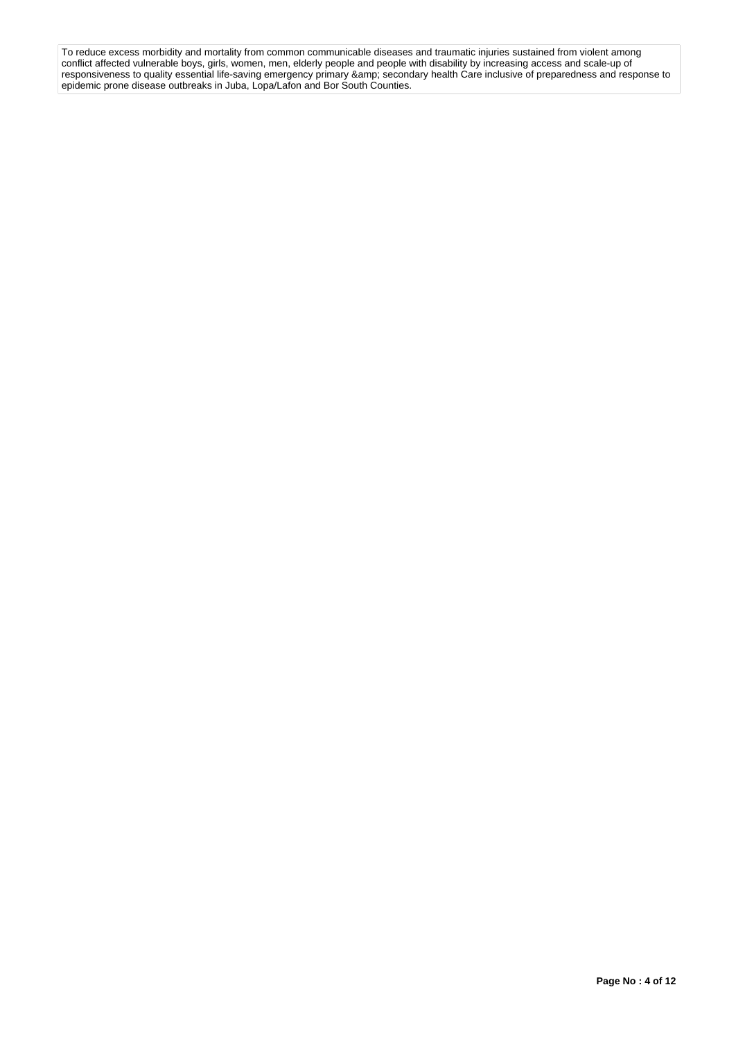To reduce excess morbidity and mortality from common communicable diseases and traumatic injuries sustained from violent among conflict affected vulnerable boys, girls, women, men, elderly people and people with disability by increasing access and scale-up of responsiveness to quality essential life-saving emergency primary &amp; secondary health Care inclusive of preparedness and response to epidemic prone disease outbreaks in Juba, Lopa/Lafon and Bor South Counties.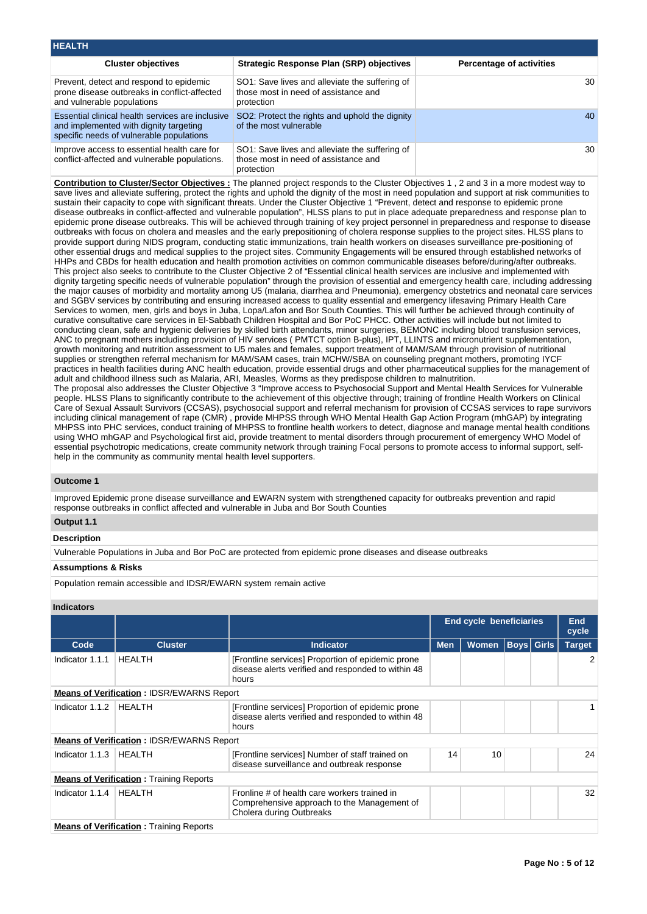## HEALTH

| Cluster objectives | Strategic Response Plan (SRP) objectives | Percentage of activities |
|---|---|---|
| Prevent, detect and respond to epidemic prone disease outbreaks in conflict-affected and vulnerable populations | SO1: Save lives and alleviate the suffering of those most in need of assistance and protection | 30 |
| Essential clinical health services are inclusive and implemented with dignity targeting specific needs of vulnerable populations | SO2: Protect the rights and uphold the dignity of the most vulnerable | 40 |
| Improve access to essential health care for conflict-affected and vulnerable populations. | SO1: Save lives and alleviate the suffering of those most in need of assistance and protection | 30 |

**Contribution to Cluster/Sector Objectives :** The planned project responds to the Cluster Objectives 1 , 2 and 3 in a more modest way to save lives and alleviate suffering, protect the rights and uphold the dignity of the most in need population and support at risk communities to sustain their capacity to cope with significant threats. Under the Cluster Objective 1 "Prevent, detect and response to epidemic prone disease outbreaks in conflict-affected and vulnerable population", HLSS plans to put in place adequate preparedness and response plan to epidemic prone disease outbreaks. This will be achieved through training of key project personnel in preparedness and response to disease outbreaks with focus on cholera and measles and the early prepositioning of cholera response supplies to the project sites. HLSS plans to provide support during NIDS program, conducting static immunizations, train health workers on diseases surveillance pre-positioning of other essential drugs and medical supplies to the project sites. Community Engagements will be ensured through established networks of HHPs and CBDs for health education and health promotion activities on common communicable diseases before/during/after outbreaks. This project also seeks to contribute to the Cluster Objective 2 of "Essential clinical health services are inclusive and implemented with dignity targeting specific needs of vulnerable population" through the provision of essential and emergency health care, including addressing the major causes of morbidity and mortality among U5 (malaria, diarrhea and Pneumonia), emergency obstetrics and neonatal care services and SGBV services by contributing and ensuring increased access to quality essential and emergency lifesaving Primary Health Care Services to women, men, girls and boys in Juba, Lopa/Lafon and Bor South Counties. This will further be achieved through continuity of curative consultative care services in El-Sabbath Children Hospital and Bor PoC PHCC. Other activities will include but not limited to conducting clean, safe and hygienic deliveries by skilled birth attendants, minor surgeries, BEMONC including blood transfusion services, ANC to pregnant mothers including provision of HIV services ( PMTCT option B-plus), IPT, LLINTS and micronutrient supplementation, growth monitoring and nutrition assessment to U5 males and females, support treatment of MAM/SAM through provision of nutritional supplies or strengthen referral mechanism for MAM/SAM cases, train MCHW/SBA on counseling pregnant mothers, promoting IYCF practices in health facilities during ANC health education, provide essential drugs and other pharmaceutical supplies for the management of adult and childhood illness such as Malaria, ARI, Measles, Worms as they predispose children to malnutrition.
The proposal also addresses the Cluster Objective 3 "Improve access to Psychosocial Support and Mental Health Services for Vulnerable people. HLSS Plans to significantly contribute to the achievement of this objective through; training of frontline Health Workers on Clinical Care of Sexual Assault Survivors (CCSAS), psychosocial support and referral mechanism for provision of CCSAS services to rape survivors including clinical management of rape (CMR) , provide MHPSS through WHO Mental Health Gap Action Program (mhGAP) by integrating MHPSS into PHC services, conduct training of MHPSS to frontline health workers to detect, diagnose and manage mental health conditions using WHO mhGAP and Psychological first aid, provide treatment to mental disorders through procurement of emergency WHO Model of essential psychotropic medications, create community network through training Focal persons to promote access to informal support, self-help in the community as community mental health level supporters.

### Outcome 1

Improved Epidemic prone disease surveillance and EWARN system with strengthened capacity for outbreaks prevention and rapid response outbreaks in conflict affected and vulnerable in Juba and Bor South Counties

### Output 1.1

**Description**

Vulnerable Populations in Juba and Bor PoC are protected from epidemic prone diseases and disease outbreaks

**Assumptions & Risks**

Population remain accessible and IDSR/EWARN system remain active

**Indicators**

| | | | End cycle beneficiaries | | | | End cycle |
|---|---|---|---|---|---|---|---|
| Code | Cluster | Indicator | Men | Women | Boys | Girls | Target |
| Indicator 1.1.1 | HEALTH | [Frontline services] Proportion of epidemic prone disease alerts verified and responded to within 48 hours | | | | | 2 |
| **Means of Verification :** IDSR/EWARNS Report | | | | | | | |
| Indicator 1.1.2 | HEALTH | [Frontline services] Proportion of epidemic prone disease alerts verified and responded to within 48 hours | | | | | 1 |
| **Means of Verification :** IDSR/EWARNS Report | | | | | | | |
| Indicator 1.1.3 | HEALTH | [Frontline services] Number of staff trained on disease surveillance and outbreak response | 14 | 10 | | | 24 |
| **Means of Verification :** Training Reports | | | | | | | |
| Indicator 1.1.4 | HEALTH | Fronline # of health care workers trained in Comprehensive approach to the Management of Cholera during Outbreaks | | | | | 32 |
| **Means of Verification :** Training Reports | | | | | | | |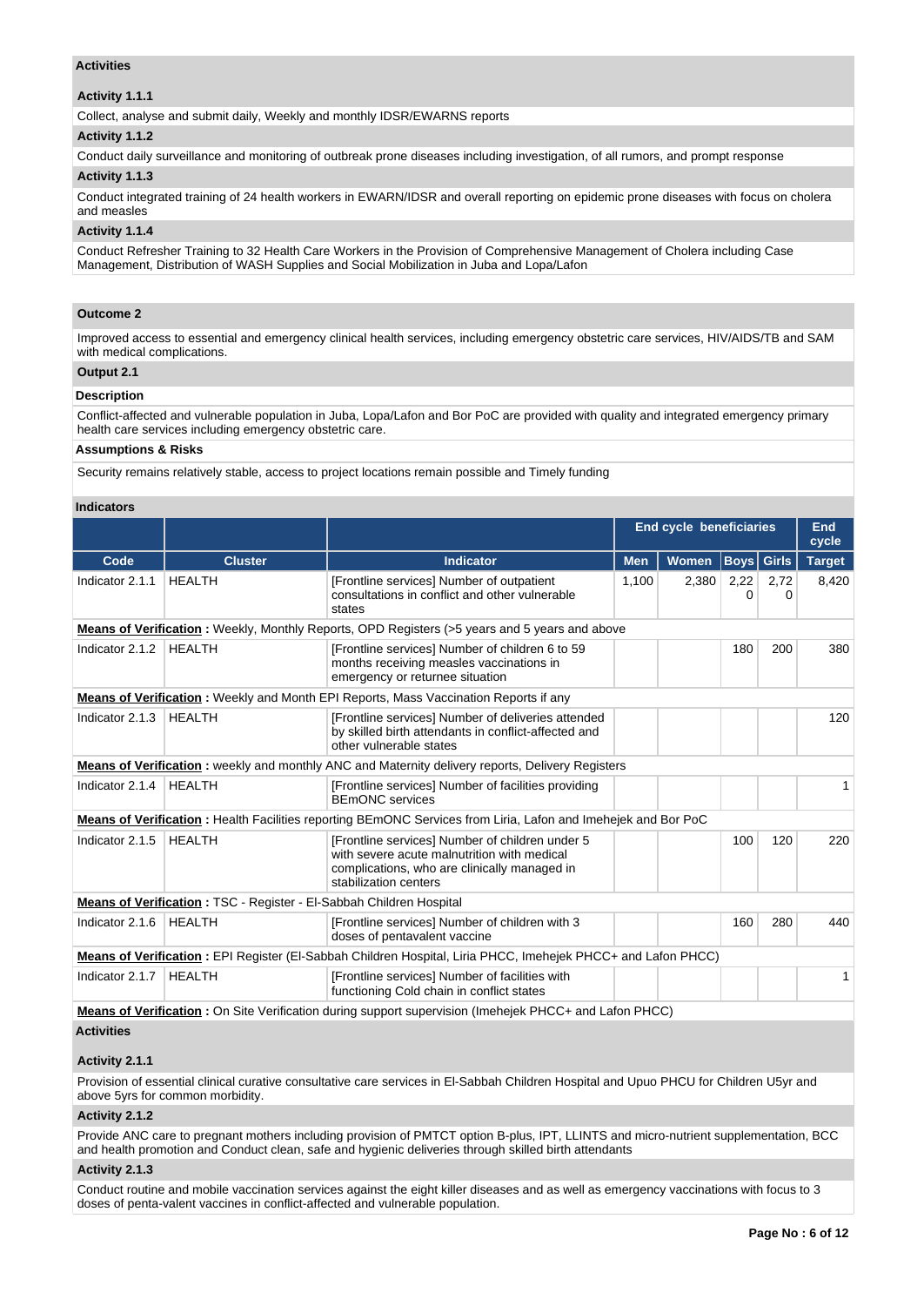### Activities

**Activity 1.1.1**

Collect, analyse and submit daily, Weekly and monthly IDSR/EWARNS reports

**Activity 1.1.2**

Conduct daily surveillance and monitoring of outbreak prone diseases including investigation, of all rumors, and prompt response

**Activity 1.1.3**

Conduct integrated training of 24 health workers in EWARN/IDSR and overall reporting on epidemic prone diseases with focus on cholera and measles

**Activity 1.1.4**

Conduct Refresher Training to 32 Health Care Workers in the Provision of Comprehensive Management of Cholera including Case Management, Distribution of WASH Supplies and Social Mobilization in Juba and Lopa/Lafon

## Outcome 2

Improved access to essential and emergency clinical health services, including emergency obstetric care services, HIV/AIDS/TB and SAM with medical complications.

### Output 2.1

**Description**

Conflict-affected and vulnerable population in Juba, Lopa/Lafon and Bor PoC are provided with quality and integrated emergency primary health care services including emergency obstetric care.

**Assumptions & Risks**

Security remains relatively stable, access to project locations remain possible and Timely funding

**Indicators**

| | | | End cycle beneficiaries | | | | End cycle |
|---|---|---|---|---|---|---|---|
| **Code** | **Cluster** | **Indicator** | **Men** | **Women** | **Boys** | **Girls** | **Target** |
| Indicator 2.1.1 | HEALTH | [Frontline services] Number of outpatient consultations in conflict and other vulnerable states | 1,100 | 2,380 | 2,220 | 2,720 | 8,420 |
| **Means of Verification :** Weekly, Monthly Reports, OPD Registers (>5 years and 5 years and above | | | | | | | |
| Indicator 2.1.2 | HEALTH | [Frontline services] Number of children 6 to 59 months receiving measles vaccinations in emergency or returnee situation | | | 180 | 200 | 380 |
| **Means of Verification :** Weekly and Month EPI Reports, Mass Vaccination Reports if any | | | | | | | |
| Indicator 2.1.3 | HEALTH | [Frontline services] Number of deliveries attended by skilled birth attendants in conflict-affected and other vulnerable states | | | | | 120 |
| **Means of Verification :** weekly and monthly ANC and Maternity delivery reports, Delivery Registers | | | | | | | |
| Indicator 2.1.4 | HEALTH | [Frontline services] Number of facilities providing BEmONC services | | | | | 1 |
| **Means of Verification :** Health Facilities reporting BEmONC Services from Liria, Lafon and Imehejek and Bor PoC | | | | | | | |
| Indicator 2.1.5 | HEALTH | [Frontline services] Number of children under 5 with severe acute malnutrition with medical complications, who are clinically managed in stabilization centers | | | 100 | 120 | 220 |
| **Means of Verification :** TSC - Register - El-Sabbah Children Hospital | | | | | | | |
| Indicator 2.1.6 | HEALTH | [Frontline services] Number of children with 3 doses of pentavalent vaccine | | | 160 | 280 | 440 |
| **Means of Verification :** EPI Register (El-Sabbah Children Hospital, Liria PHCC, Imehejek PHCC+ and Lafon PHCC) | | | | | | | |
| Indicator 2.1.7 | HEALTH | [Frontline services] Number of facilities with functioning Cold chain in conflict states | | | | | 1 |
| **Means of Verification :** On Site Verification during support supervision (Imehejek PHCC+ and Lafon PHCC) | | | | | | | |

### Activities

**Activity 2.1.1**

Provision of essential clinical curative consultative care services in El-Sabbah Children Hospital and Upuo PHCU for Children U5yr and above 5yrs for common morbidity.

**Activity 2.1.2**

Provide ANC care to pregnant mothers including provision of PMTCT option B-plus, IPT, LLINTS and micro-nutrient supplementation, BCC and health promotion and Conduct clean, safe and hygienic deliveries through skilled birth attendants

**Activity 2.1.3**

Conduct routine and mobile vaccination services against the eight killer diseases and as well as emergency vaccinations with focus to 3 doses of penta-valent vaccines in conflict-affected and vulnerable population.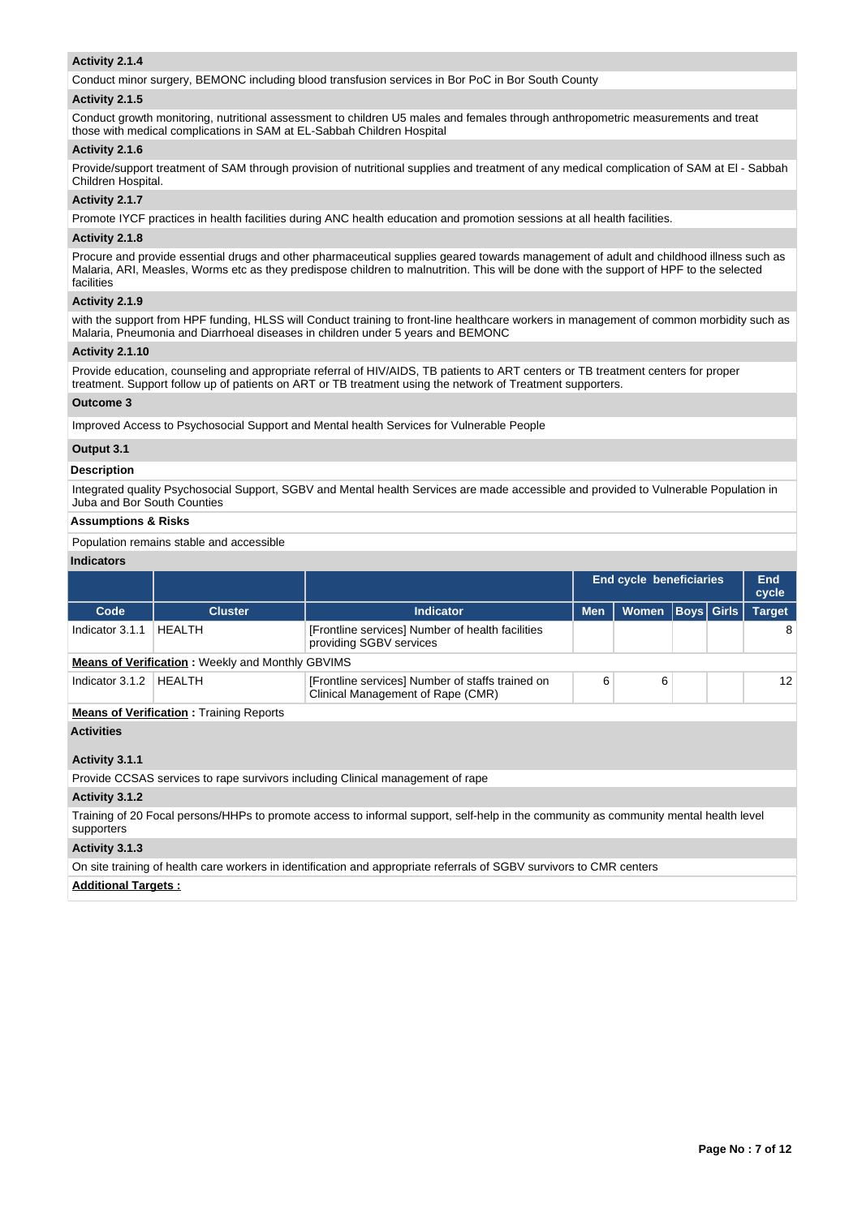**Activity 2.1.4**

Conduct minor surgery, BEMONC including blood transfusion services in Bor PoC in Bor South County

**Activity 2.1.5**

Conduct growth monitoring, nutritional assessment to children U5 males and females through anthropometric measurements and treat those with medical complications in SAM at EL-Sabbah Children Hospital

**Activity 2.1.6**

Provide/support treatment of SAM through provision of nutritional supplies and treatment of any medical complication of SAM at El - Sabbah Children Hospital.

**Activity 2.1.7**

Promote IYCF practices in health facilities during ANC health education and promotion sessions at all health facilities.

**Activity 2.1.8**

Procure and provide essential drugs and other pharmaceutical supplies geared towards management of adult and childhood illness such as Malaria, ARI, Measles, Worms etc as they predispose children to malnutrition. This will be done with the support of HPF to the selected facilities

**Activity 2.1.9**

with the support from HPF funding, HLSS will Conduct training to front-line healthcare workers in management of common morbidity such as Malaria, Pneumonia and Diarrhoeal diseases in children under 5 years and BEMONC

**Activity 2.1.10**

Provide education, counseling and appropriate referral of HIV/AIDS, TB patients to ART centers or TB treatment centers for proper treatment. Support follow up of patients on ART or TB treatment using the network of Treatment supporters.

**Outcome 3**

Improved Access to Psychosocial Support and Mental health Services for Vulnerable People

**Output 3.1**

**Description**

Integrated quality Psychosocial Support, SGBV and Mental health Services are made accessible and provided to Vulnerable Population in Juba and Bor South Counties

**Assumptions & Risks**

Population remains stable and accessible

**Indicators**

| | | | End cycle beneficiaries | | | | End cycle |
|---|---|---|---|---|---|---|---|
| Code | Cluster | Indicator | Men | Women | Boys | Girls | Target |
| Indicator 3.1.1 | HEALTH | [Frontline services] Number of health facilities providing SGBV services | | | | | 8 |
| **Means of Verification** : Weekly and Monthly GBVIMS | | | | | | | |
| Indicator 3.1.2 | HEALTH | [Frontline services] Number of staffs trained on Clinical Management of Rape (CMR) | 6 | 6 | | | 12 |
| **Means of Verification** : Training Reports | | | | | | | |

**Activities**

**Activity 3.1.1**

Provide CCSAS services to rape survivors including Clinical management of rape

**Activity 3.1.2**

Training of 20 Focal persons/HHPs to promote access to informal support, self-help in the community as community mental health level supporters

**Activity 3.1.3**

On site training of health care workers in identification and appropriate referrals of SGBV survivors to CMR centers

**Additional Targets :**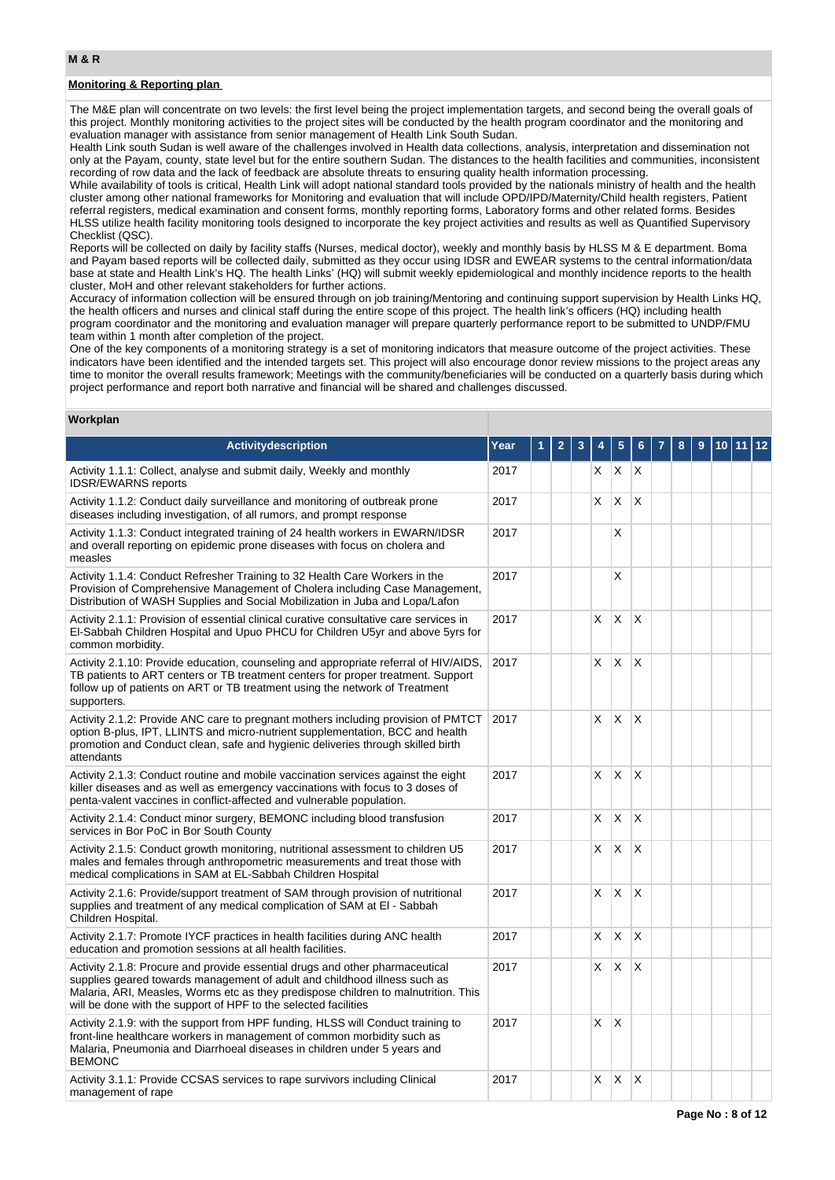## M & R

### Monitoring & Reporting plan

The M&E plan will concentrate on two levels: the first level being the project implementation targets, and second being the overall goals of this project. Monthly monitoring activities to the project sites will be conducted by the health program coordinator and the monitoring and evaluation manager with assistance from senior management of Health Link South Sudan.

Health Link south Sudan is well aware of the challenges involved in Health data collections, analysis, interpretation and dissemination not only at the Payam, county, state level but for the entire southern Sudan. The distances to the health facilities and communities, inconsistent recording of row data and the lack of feedback are absolute threats to ensuring quality health information processing.

While availability of tools is critical, Health Link will adopt national standard tools provided by the nationals ministry of health and the health cluster among other national frameworks for Monitoring and evaluation that will include OPD/IPD/Maternity/Child health registers, Patient referral registers, medical examination and consent forms, monthly reporting forms, Laboratory forms and other related forms. Besides HLSS utilize health facility monitoring tools designed to incorporate the key project activities and results as well as Quantified Supervisory Checklist (QSC).

Reports will be collected on daily by facility staffs (Nurses, medical doctor), weekly and monthly basis by HLSS M & E department. Boma and Payam based reports will be collected daily, submitted as they occur using IDSR and EWEAR systems to the central information/data base at state and Health Link's HQ. The health Links' (HQ) will submit weekly epidemiological and monthly incidence reports to the health cluster, MoH and other relevant stakeholders for further actions.

Accuracy of information collection will be ensured through on job training/Mentoring and continuing support supervision by Health Links HQ, the health officers and nurses and clinical staff during the entire scope of this project. The health link's officers (HQ) including health program coordinator and the monitoring and evaluation manager will prepare quarterly performance report to be submitted to UNDP/FMU team within 1 month after completion of the project.

One of the key components of a monitoring strategy is a set of monitoring indicators that measure outcome of the project activities. These indicators have been identified and the intended targets set. This project will also encourage donor review missions to the project areas any time to monitor the overall results framework; Meetings with the community/beneficiaries will be conducted on a quarterly basis during which project performance and report both narrative and financial will be shared and challenges discussed.

### Workplan

| Activitydescription | Year | 1 | 2 | 3 | 4 | 5 | 6 | 7 | 8 | 9 | 10 | 11 | 12 |
|---|---|---|---|---|---|---|---|---|---|---|---|---|---|
| Activity 1.1.1: Collect, analyse and submit daily, Weekly and monthly IDSR/EWARNS reports | 2017 | | | | X | X | X | | | | | | |
| Activity 1.1.2: Conduct daily surveillance and monitoring of outbreak prone diseases including investigation, of all rumors, and prompt response | 2017 | | | | X | X | X | | | | | | |
| Activity 1.1.3: Conduct integrated training of 24 health workers in EWARN/IDSR and overall reporting on epidemic prone diseases with focus on cholera and measles | 2017 | | | | | X | | | | | | | |
| Activity 1.1.4: Conduct Refresher Training to 32 Health Care Workers in the Provision of Comprehensive Management of Cholera including Case Management, Distribution of WASH Supplies and Social Mobilization in Juba and Lopa/Lafon | 2017 | | | | | X | | | | | | | |
| Activity 2.1.1: Provision of essential clinical curative consultative care services in El-Sabbah Children Hospital and Upuo PHCU for Children U5yr and above 5yrs for common morbidity. | 2017 | | | | X | X | X | | | | | | |
| Activity 2.1.10: Provide education, counseling and appropriate referral of HIV/AIDS, TB patients to ART centers or TB treatment centers for proper treatment. Support follow up of patients on ART or TB treatment using the network of Treatment supporters. | 2017 | | | | X | X | X | | | | | | |
| Activity 2.1.2: Provide ANC care to pregnant mothers including provision of PMTCT option B-plus, IPT, LLINTS and micro-nutrient supplementation, BCC and health promotion and Conduct clean, safe and hygienic deliveries through skilled birth attendants | 2017 | | | | X | X | X | | | | | | |
| Activity 2.1.3: Conduct routine and mobile vaccination services against the eight killer diseases and as well as emergency vaccinations with focus to 3 doses of penta-valent vaccines in conflict-affected and vulnerable population. | 2017 | | | | X | X | X | | | | | | |
| Activity 2.1.4: Conduct minor surgery, BEMONC including blood transfusion services in Bor PoC in Bor South County | 2017 | | | | X | X | X | | | | | | |
| Activity 2.1.5: Conduct growth monitoring, nutritional assessment to children U5 males and females through anthropometric measurements and treat those with medical complications in SAM at EL-Sabbah Children Hospital | 2017 | | | | X | X | X | | | | | | |
| Activity 2.1.6: Provide/support treatment of SAM through provision of nutritional supplies and treatment of any medical complication of SAM at El - Sabbah Children Hospital. | 2017 | | | | X | X | X | | | | | | |
| Activity 2.1.7: Promote IYCF practices in health facilities during ANC health education and promotion sessions at all health facilities. | 2017 | | | | X | X | X | | | | | | |
| Activity 2.1.8: Procure and provide essential drugs and other pharmaceutical supplies geared towards management of adult and childhood illness such as Malaria, ARI, Measles, Worms etc as they predispose children to malnutrition. This will be done with the support of HPF to the selected facilities | 2017 | | | | X | X | X | | | | | | |
| Activity 2.1.9: with the support from HPF funding, HLSS will Conduct training to front-line healthcare workers in management of common morbidity such as Malaria, Pneumonia and Diarrhoeal diseases in children under 5 years and BEMONC | 2017 | | | | X | X | | | | | | | |
| Activity 3.1.1: Provide CCSAS services to rape survivors including Clinical management of rape | 2017 | | | | X | X | X | | | | | | |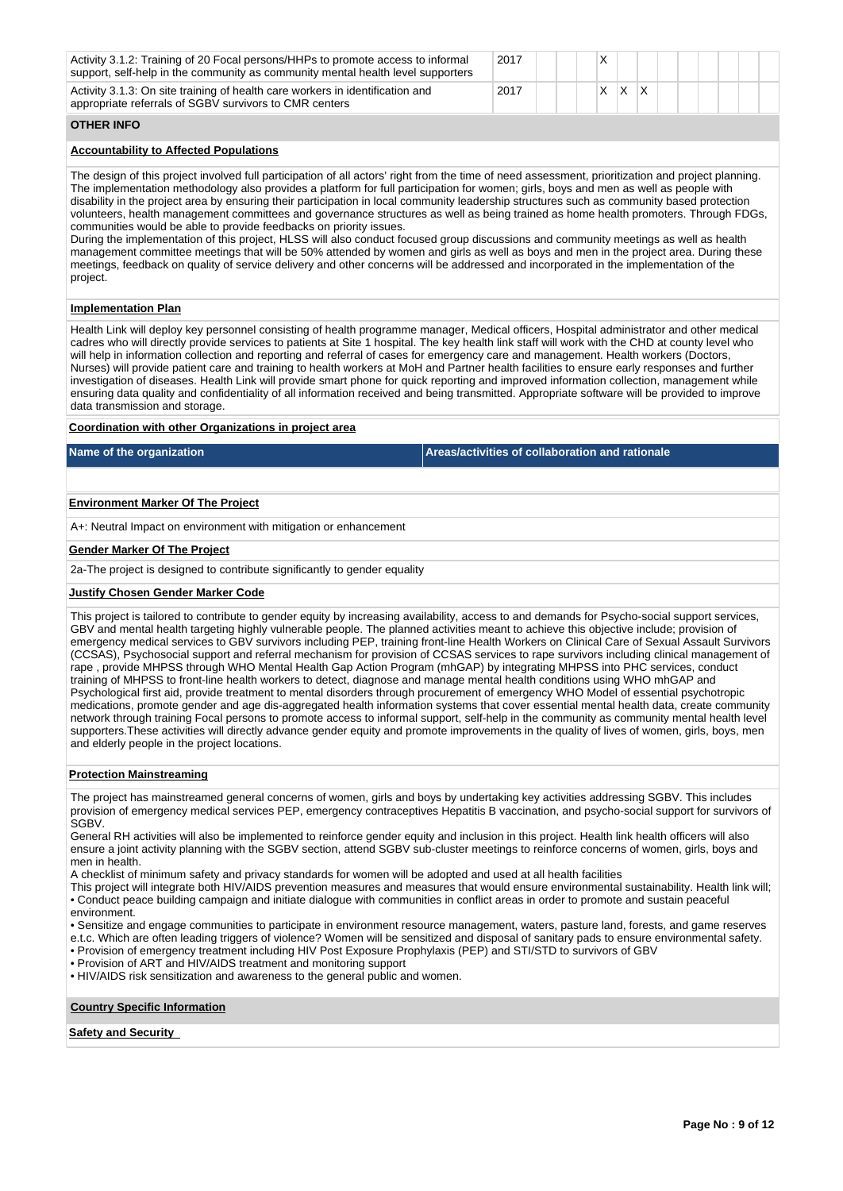| Activity | Year | | | | | | | | | | | | | |
|---|---|---|---|---|---|---|---|---|---|---|---|---|---|---|
| Activity 3.1.2: Training of 20 Focal persons/HHPs to promote access to informal support, self-help in the community as community mental health level supporters | 2017 | | | | X | | | | | | | | | |
| Activity 3.1.3: On site training of health care workers in identification and appropriate referrals of SGBV survivors to CMR centers | 2017 | | | | X | X | X | | | | | | | |

## OTHER INFO

**Accountability to Affected Populations**

The design of this project involved full participation of all actors' right from the time of need assessment, prioritization and project planning. The implementation methodology also provides a platform for full participation for women; girls, boys and men as well as people with disability in the project area by ensuring their participation in local community leadership structures such as community based protection volunteers, health management committees and governance structures as well as being trained as home health promoters. Through FDGs, communities would be able to provide feedbacks on priority issues.
During the implementation of this project, HLSS will also conduct focused group discussions and community meetings as well as health management committee meetings that will be 50% attended by women and girls as well as boys and men in the project area. During these meetings, feedback on quality of service delivery and other concerns will be addressed and incorporated in the implementation of the project.

**Implementation Plan**

Health Link will deploy key personnel consisting of health programme manager, Medical officers, Hospital administrator and other medical cadres who will directly provide services to patients at Site 1 hospital. The key health link staff will work with the CHD at county level who will help in information collection and reporting and referral of cases for emergency care and management. Health workers (Doctors, Nurses) will provide patient care and training to health workers at MoH and Partner health facilities to ensure early responses and further investigation of diseases. Health Link will provide smart phone for quick reporting and improved information collection, management while ensuring data quality and confidentiality of all information received and being transmitted. Appropriate software will be provided to improve data transmission and storage.

**Coordination with other Organizations in project area**

| Name of the organization | Areas/activities of collaboration and rationale |
|---|---|
| | |

**Environment Marker Of The Project**

A+: Neutral Impact on environment with mitigation or enhancement

**Gender Marker Of The Project**

2a-The project is designed to contribute significantly to gender equality

**Justify Chosen Gender Marker Code**

This project is tailored to contribute to gender equity by increasing availability, access to and demands for Psycho-social support services, GBV and mental health targeting highly vulnerable people. The planned activities meant to achieve this objective include; provision of emergency medical services to GBV survivors including PEP, training front-line Health Workers on Clinical Care of Sexual Assault Survivors (CCSAS), Psychosocial support and referral mechanism for provision of CCSAS services to rape survivors including clinical management of rape , provide MHPSS through WHO Mental Health Gap Action Program (mhGAP) by integrating MHPSS into PHC services, conduct training of MHPSS to front-line health workers to detect, diagnose and manage mental health conditions using WHO mhGAP and Psychological first aid, provide treatment to mental disorders through procurement of emergency WHO Model of essential psychotropic medications, promote gender and age dis-aggregated health information systems that cover essential mental health data, create community network through training Focal persons to promote access to informal support, self-help in the community as community mental health level supporters.These activities will directly advance gender equity and promote improvements in the quality of lives of women, girls, boys, men and elderly people in the project locations.

**Protection Mainstreaming**

The project has mainstreamed general concerns of women, girls and boys by undertaking key activities addressing SGBV. This includes provision of emergency medical services PEP, emergency contraceptives Hepatitis B vaccination, and psycho-social support for survivors of SGBV.
General RH activities will also be implemented to reinforce gender equity and inclusion in this project. Health link health officers will also ensure a joint activity planning with the SGBV section, attend SGBV sub-cluster meetings to reinforce concerns of women, girls, boys and men in health.
A checklist of minimum safety and privacy standards for women will be adopted and used at all health facilities
This project will integrate both HIV/AIDS prevention measures and measures that would ensure environmental sustainability. Health link will;
• Conduct peace building campaign and initiate dialogue with communities in conflict areas in order to promote and sustain peaceful environment.
• Sensitize and engage communities to participate in environment resource management, waters, pasture land, forests, and game reserves e.t.c. Which are often leading triggers of violence? Women will be sensitized and disposal of sanitary pads to ensure environmental safety.
• Provision of emergency treatment including HIV Post Exposure Prophylaxis (PEP) and STI/STD to survivors of GBV
• Provision of ART and HIV/AIDS treatment and monitoring support
• HIV/AIDS risk sensitization and awareness to the general public and women.

**Country Specific Information**

**Safety and Security**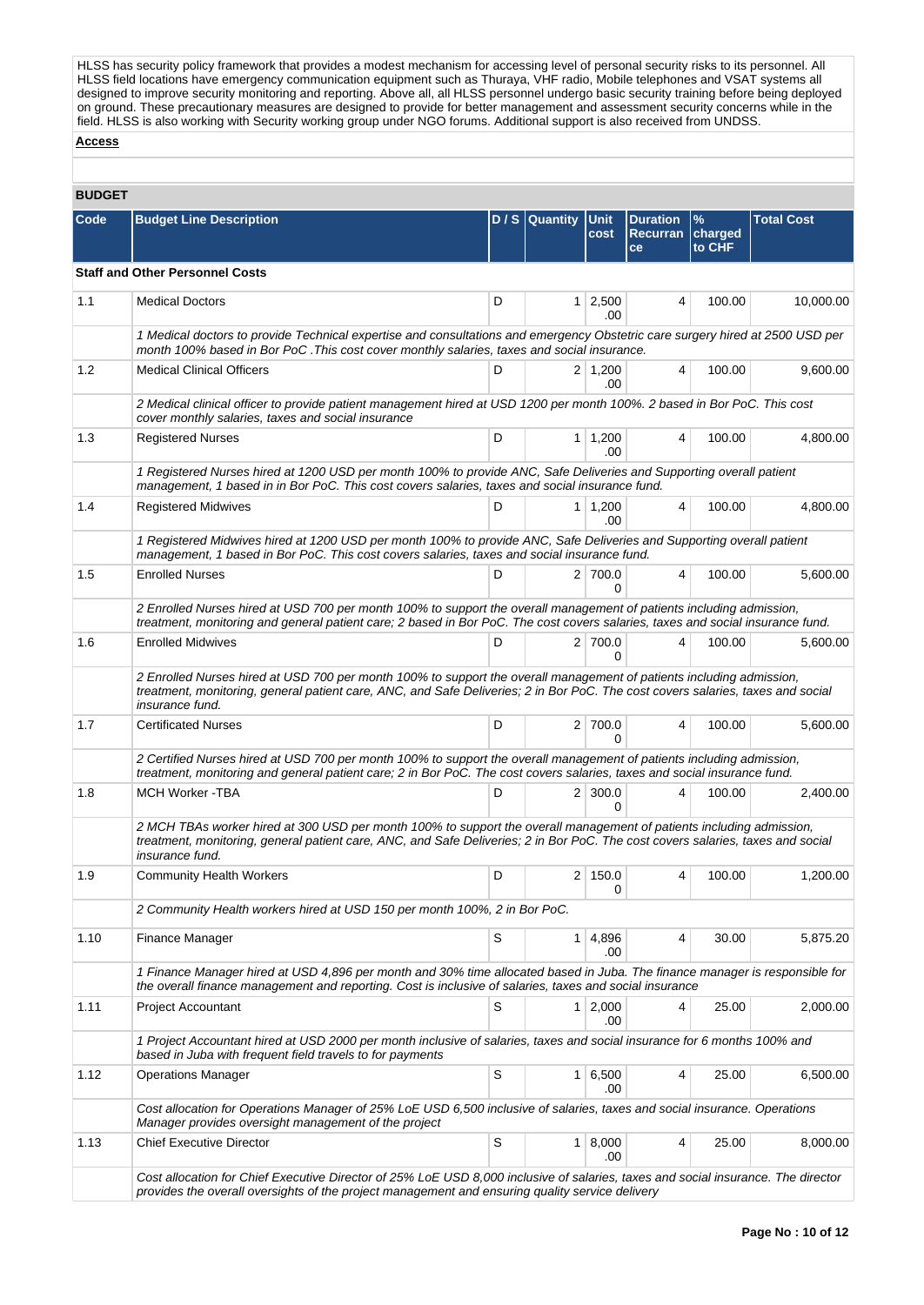HLSS has security policy framework that provides a modest mechanism for accessing level of personal security risks to its personnel. All HLSS field locations have emergency communication equipment such as Thuraya, VHF radio, Mobile telephones and VSAT systems all designed to improve security monitoring and reporting. Above all, all HLSS personnel undergo basic security training before being deployed on ground. These precautionary measures are designed to provide for better management and assessment security concerns while in the field. HLSS is also working with Security working group under NGO forums. Additional support is also received from UNDSS.

**Access**

## BUDGET

| Code | Budget Line Description | D / S | Quantity | Unit cost | Duration Recurrance | % charged to CHF | Total Cost |
|---|---|---|---|---|---|---|---|
| **Staff and Other Personnel Costs** | | | | | | | |
| 1.1 | Medical Doctors | D | 1 | 2,500.00 | 4 | 100.00 | 10,000.00 |
| | *1 Medical doctors to provide Technical expertise and consultations and emergency Obstetric care surgery hired at 2500 USD per month 100% based in Bor PoC .This cost cover monthly salaries, taxes and social insurance.* | | | | | | |
| 1.2 | Medical Clinical Officers | D | 2 | 1,200.00 | 4 | 100.00 | 9,600.00 |
| | *2 Medical clinical officer to provide patient management hired at USD 1200 per month 100%. 2 based in Bor PoC. This cost cover monthly salaries, taxes and social insurance* | | | | | | |
| 1.3 | Registered Nurses | D | 1 | 1,200.00 | 4 | 100.00 | 4,800.00 |
| | *1 Registered Nurses hired at 1200 USD per month 100% to provide ANC, Safe Deliveries and Supporting overall patient management, 1 based in in Bor PoC. This cost covers salaries, taxes and social insurance fund.* | | | | | | |
| 1.4 | Registered Midwives | D | 1 | 1,200.00 | 4 | 100.00 | 4,800.00 |
| | *1 Registered Midwives hired at 1200 USD per month 100% to provide ANC, Safe Deliveries and Supporting overall patient management, 1 based in in Bor PoC. This cost covers salaries, taxes and social insurance fund.* | | | | | | |
| 1.5 | Enrolled Nurses | D | 2 | 700.00 | 4 | 100.00 | 5,600.00 |
| | *2 Enrolled Nurses hired at USD 700 per month 100% to support the overall management of patients including admission, treatment, monitoring and general patient care; 2 based in Bor PoC. The cost covers salaries, taxes and social insurance fund.* | | | | | | |
| 1.6 | Enrolled Midwives | D | 2 | 700.00 | 4 | 100.00 | 5,600.00 |
| | *2 Enrolled Nurses hired at USD 700 per month 100% to support the overall management of patients including admission, treatment, monitoring, general patient care, ANC, and Safe Deliveries; 2 in Bor PoC. The cost covers salaries, taxes and social insurance fund.* | | | | | | |
| 1.7 | Certificated Nurses | D | 2 | 700.00 | 4 | 100.00 | 5,600.00 |
| | *2 Certified Nurses hired at USD 700 per month 100% to support the overall management of patients including admission, treatment, monitoring and general patient care; 2 in Bor PoC. The cost covers salaries, taxes and social insurance fund.* | | | | | | |
| 1.8 | MCH Worker -TBA | D | 2 | 300.00 | 4 | 100.00 | 2,400.00 |
| | *2 MCH TBAs worker hired at 300 USD per month 100% to support the overall management of patients including admission, treatment, monitoring, general patient care, ANC, and Safe Deliveries; 2 in Bor PoC. The cost covers salaries, taxes and social insurance fund.* | | | | | | |
| 1.9 | Community Health Workers | D | 2 | 150.00 | 4 | 100.00 | 1,200.00 |
| | *2 Community Health workers hired at USD 150 per month 100%, 2 in Bor PoC.* | | | | | | |
| 1.10 | Finance Manager | S | 1 | 4,896.00 | 4 | 30.00 | 5,875.20 |
| | *1 Finance Manager hired at USD 4,896 per month and 30% time allocated based in Juba. The finance manager is responsible for the overall finance management and reporting. Cost is inclusive of salaries, taxes and social insurance* | | | | | | |
| 1.11 | Project Accountant | S | 1 | 2,000.00 | 4 | 25.00 | 2,000.00 |
| | *1 Project Accountant hired at USD 2000 per month inclusive of salaries, taxes and social insurance for 6 months 100% and based in Juba with frequent field travels to for payments* | | | | | | |
| 1.12 | Operations Manager | S | 1 | 6,500.00 | 4 | 25.00 | 6,500.00 |
| | *Cost allocation for Operations Manager of 25% LoE USD 6,500 inclusive of salaries, taxes and social insurance. Operations Manager provides oversight management of the project* | | | | | | |
| 1.13 | Chief Executive Director | S | 1 | 8,000.00 | 4 | 25.00 | 8,000.00 |
| | *Cost allocation for Chief Executive Director of 25% LoE USD 8,000 inclusive of salaries, taxes and social insurance. The director provides the overall oversights of the project management and ensuring quality service delivery* | | | | | | |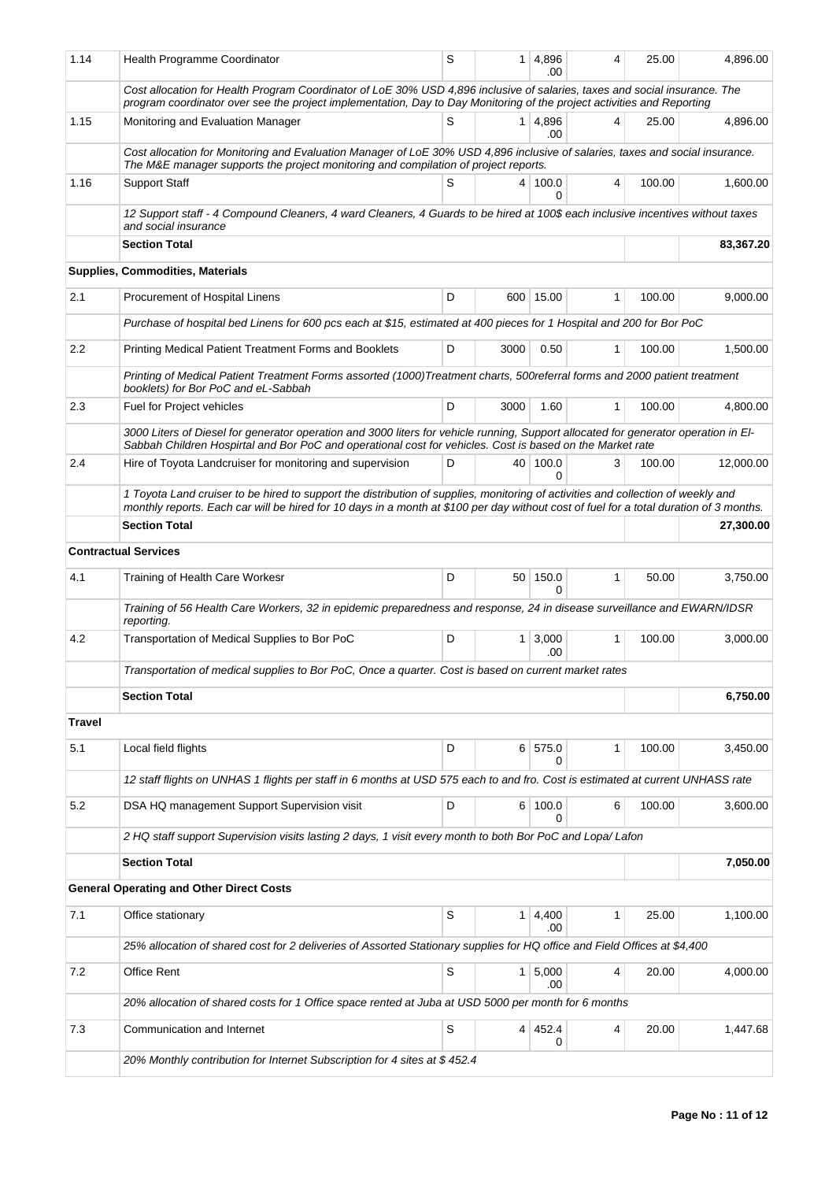| | | | | | | | |
|---|---|---|---|---|---|---|---|
| 1.14 | Health Programme Coordinator | S | 1 | 4,896.00 | 4 | 25.00 | 4,896.00 |
| | *Cost allocation for Health Program Coordinator of LoE 30% USD 4,896 inclusive of salaries, taxes and social insurance. The program coordinator over see the project implementation, Day to Day Monitoring of the project activities and Reporting* | | | | | | |
| 1.15 | Monitoring and Evaluation Manager | S | 1 | 4,896.00 | 4 | 25.00 | 4,896.00 |
| | *Cost allocation for Monitoring and Evaluation Manager of LoE 30% USD 4,896 inclusive of salaries, taxes and social insurance. The M&E manager supports the project monitoring and compilation of project reports.* | | | | | | |
| 1.16 | Support Staff | S | 4 | 100.00 | 4 | 100.00 | 1,600.00 |
| | *12 Support staff - 4 Compound Cleaners, 4 ward Cleaners, 4 Guards to be hired at 100$ each inclusive incentives without taxes and social insurance* | | | | | | |
| | **Section Total** | | | | | | **83,367.20** |
| | **Supplies, Commodities, Materials** | | | | | | |
| 2.1 | Procurement of Hospital Linens | D | 600 | 15.00 | 1 | 100.00 | 9,000.00 |
| | *Purchase of hospital bed Linens for 600 pcs each at $15, estimated at 400 pieces for 1 Hospital and 200 for Bor PoC* | | | | | | |
| 2.2 | Printing Medical Patient Treatment Forms and Booklets | D | 3000 | 0.50 | 1 | 100.00 | 1,500.00 |
| | *Printing of Medical Patient Treatment Forms assorted (1000)Treatment charts, 500referral forms and 2000 patient treatment booklets) for Bor PoC and eL-Sabbah* | | | | | | |
| 2.3 | Fuel for Project vehicles | D | 3000 | 1.60 | 1 | 100.00 | 4,800.00 |
| | *3000 Liters of Diesel for generator operation and 3000 liters for vehicle running, Support allocated for generator operation in El-Sabbah Children Hospirtal and Bor PoC and operational cost for vehicles. Cost is based on the Market rate* | | | | | | |
| 2.4 | Hire of Toyota Landcruiser for monitoring and supervision | D | 40 | 100.00 | 3 | 100.00 | 12,000.00 |
| | *1 Toyota Land cruiser to be hired to support the distribution of supplies, monitoring of activities and collection of weekly and monthly reports. Each car will be hired for 10 days in a month at $100 per day without cost of fuel for a total duration of 3 months.* | | | | | | |
| | **Section Total** | | | | | | **27,300.00** |
| | **Contractual Services** | | | | | | |
| 4.1 | Training of Health Care Workesr | D | 50 | 150.00 | 1 | 50.00 | 3,750.00 |
| | *Training of 56 Health Care Workers, 32 in epidemic preparedness and response, 24 in disease surveillance and EWARN/IDSR reporting.* | | | | | | |
| 4.2 | Transportation of Medical Supplies to Bor PoC | D | 1 | 3,000.00 | 1 | 100.00 | 3,000.00 |
| | *Transportation of medical supplies to Bor PoC, Once a quarter. Cost is based on current market rates* | | | | | | |
| | **Section Total** | | | | | | **6,750.00** |
| **Travel** | | | | | | | |
| 5.1 | Local field flights | D | 6 | 575.00 | 1 | 100.00 | 3,450.00 |
| | *12 staff flights on UNHAS 1 flights per staff in 6 months at USD 575 each to and fro. Cost is estimated at current UNHASS rate* | | | | | | |
| 5.2 | DSA HQ management Support Supervision visit | D | 6 | 100.00 | 6 | 100.00 | 3,600.00 |
| | *2 HQ staff support Supervision visits lasting 2 days, 1 visit every month to both Bor PoC and Lopa/ Lafon* | | | | | | |
| | **Section Total** | | | | | | **7,050.00** |
| | **General Operating and Other Direct Costs** | | | | | | |
| 7.1 | Office stationary | S | 1 | 4,400.00 | 1 | 25.00 | 1,100.00 |
| | *25% allocation of shared cost for 2 deliveries of Assorted Stationary supplies for HQ office and Field Offices at $4,400* | | | | | | |
| 7.2 | Office Rent | S | 1 | 5,000.00 | 4 | 20.00 | 4,000.00 |
| | *20% allocation of shared costs for 1 Office space rented at Juba at USD 5000 per month for 6 months* | | | | | | |
| 7.3 | Communication and Internet | S | 4 | 452.40 | 4 | 20.00 | 1,447.68 |
| | *20% Monthly contribution for Internet Subscription for 4 sites at $ 452.4* | | | | | | |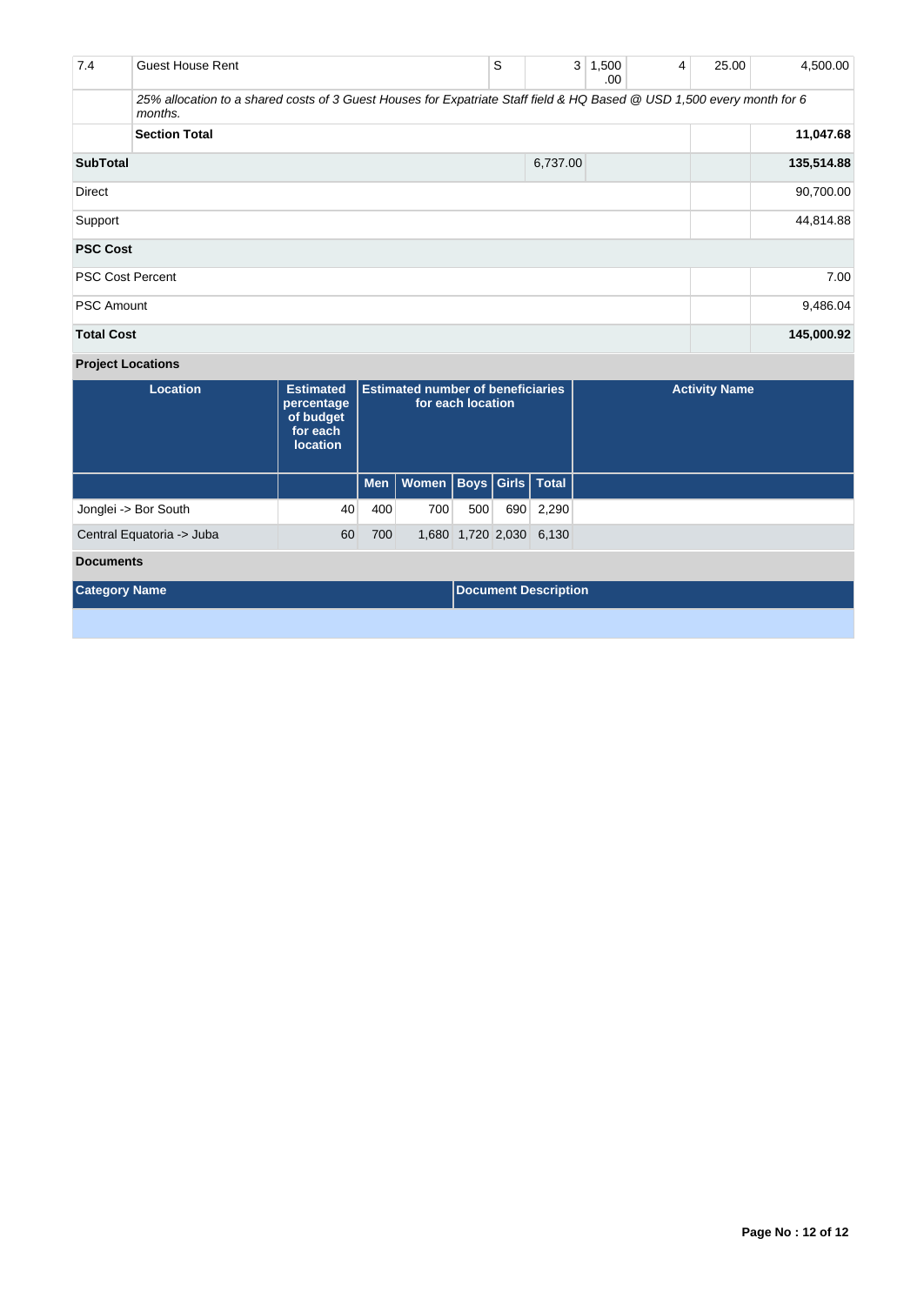| | | | | | | | | |
|---|---|---|---|---|---|---|---|---|
| 7.4 | Guest House Rent | S | 3 | 1,500.00 | 4 | 25.00 | | 4,500.00 |
| | *25% allocation to a shared costs of 3 Guest Houses for Expatriate Staff field & HQ Based @ USD 1,500 every month for 6 months.* | | | | | | | |
| | **Section Total** | | | | | | | **11,047.68** |
| **SubTotal** | | | 6,737.00 | | | | | **135,514.88** |
| Direct | | | | | | | | 90,700.00 |
| Support | | | | | | | | 44,814.88 |
| **PSC Cost** | | | | | | | | |
| PSC Cost Percent | | | | | | | | 7.00 |
| PSC Amount | | | | | | | | 9,486.04 |
| **Total Cost** | | | | | | | | **145,000.92** |

**Project Locations**

| Location | Estimated percentage of budget for each location | Estimated number of beneficiaries for each location | | | | | Activity Name |
|---|---|---|---|---|---|---|---|
| | | Men | Women | Boys | Girls | Total | |
| Jonglei -> Bor South | 40 | 400 | 700 | 500 | 690 | 2,290 | |
| Central Equatoria -> Juba | 60 | 700 | 1,680 | 1,720 | 2,030 | 6,130 | |

**Documents**

| Category Name | Document Description |
|---|---|
| | |